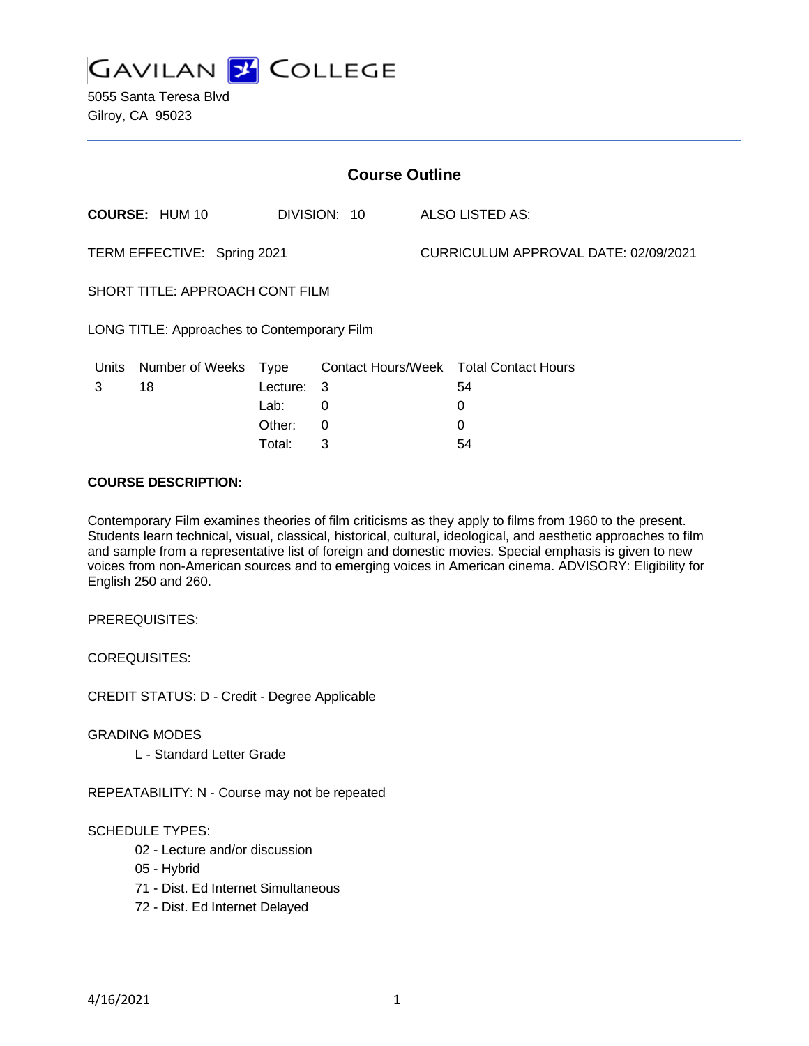# GAVILAN COLLEGE

5055 Santa Teresa Blvd
Gilroy, CA 95023

## Course Outline

**COURSE:** HUM 10 DIVISION: 10 ALSO LISTED AS:

TERM EFFECTIVE: Spring 2021 CURRICULUM APPROVAL DATE: 02/09/2021

SHORT TITLE: APPROACH CONT FILM

LONG TITLE: Approaches to Contemporary Film

| Units | Number of Weeks | Type | Contact Hours/Week | Total Contact Hours |
|---|---|---|---|---|
| 3 | 18 | Lecture: | 3 | 54 |
| | | Lab: | 0 | 0 |
| | | Other: | 0 | 0 |
| | | Total: | 3 | 54 |

**COURSE DESCRIPTION:**

Contemporary Film examines theories of film criticisms as they apply to films from 1960 to the present. Students learn technical, visual, classical, historical, cultural, ideological, and aesthetic approaches to film and sample from a representative list of foreign and domestic movies. Special emphasis is given to new voices from non-American sources and to emerging voices in American cinema. ADVISORY: Eligibility for English 250 and 260.

PREREQUISITES:

COREQUISITES:

CREDIT STATUS: D - Credit - Degree Applicable

GRADING MODES

- L - Standard Letter Grade

REPEATABILITY: N - Course may not be repeated

SCHEDULE TYPES:

- 02 - Lecture and/or discussion
- 05 - Hybrid
- 71 - Dist. Ed Internet Simultaneous
- 72 - Dist. Ed Internet Delayed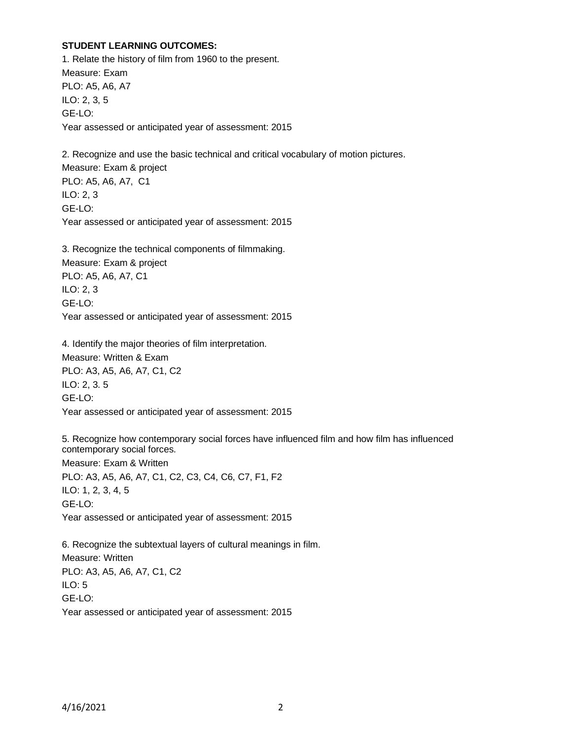**STUDENT LEARNING OUTCOMES:**

1. Relate the history of film from 1960 to the present.
Measure: Exam
PLO: A5, A6, A7
ILO: 2, 3, 5
GE-LO:
Year assessed or anticipated year of assessment: 2015

2. Recognize and use the basic technical and critical vocabulary of motion pictures.
Measure: Exam & project
PLO: A5, A6, A7, C1
ILO: 2, 3
GE-LO:
Year assessed or anticipated year of assessment: 2015

3. Recognize the technical components of filmmaking.
Measure: Exam & project
PLO: A5, A6, A7, C1
ILO: 2, 3
GE-LO:
Year assessed or anticipated year of assessment: 2015

4. Identify the major theories of film interpretation.
Measure: Written & Exam
PLO: A3, A5, A6, A7, C1, C2
ILO: 2, 3. 5
GE-LO:
Year assessed or anticipated year of assessment: 2015

5. Recognize how contemporary social forces have influenced film and how film has influenced contemporary social forces.
Measure: Exam & Written
PLO: A3, A5, A6, A7, C1, C2, C3, C4, C6, C7, F1, F2
ILO: 1, 2, 3, 4, 5
GE-LO:
Year assessed or anticipated year of assessment: 2015

6. Recognize the subtextual layers of cultural meanings in film.
Measure: Written
PLO: A3, A5, A6, A7, C1, C2
ILO: 5
GE-LO:
Year assessed or anticipated year of assessment: 2015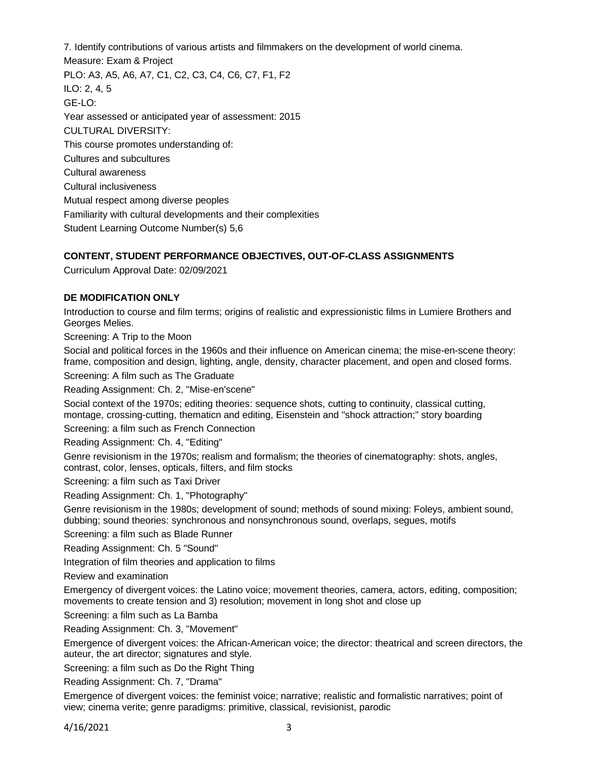7. Identify contributions of various artists and filmmakers on the development of world cinema.

Measure: Exam & Project

PLO: A3, A5, A6, A7, C1, C2, C3, C4, C6, C7, F1, F2

ILO: 2, 4, 5

GE-LO:

Year assessed or anticipated year of assessment: 2015

CULTURAL DIVERSITY:

This course promotes understanding of:

Cultures and subcultures

Cultural awareness

Cultural inclusiveness

Mutual respect among diverse peoples

Familiarity with cultural developments and their complexities

Student Learning Outcome Number(s) 5,6

## CONTENT, STUDENT PERFORMANCE OBJECTIVES, OUT-OF-CLASS ASSIGNMENTS

Curriculum Approval Date: 02/09/2021

### DE MODIFICATION ONLY

Introduction to course and film terms; origins of realistic and expressionistic films in Lumiere Brothers and Georges Melies.

Screening: A Trip to the Moon

Social and political forces in the 1960s and their influence on American cinema; the mise-en-scene theory: frame, composition and design, lighting, angle, density, character placement, and open and closed forms.

Screening: A film such as The Graduate

Reading Assignment: Ch. 2, "Mise-en'scene"

Social context of the 1970s; editing theories: sequence shots, cutting to continuity, classical cutting, montage, crossing-cutting, thematicn and editing, Eisenstein and "shock attraction;" story boarding

Screening: a film such as French Connection

Reading Assignment: Ch. 4, "Editing"

Genre revisionism in the 1970s; realism and formalism; the theories of cinematography: shots, angles, contrast, color, lenses, opticals, filters, and film stocks

Screening: a film such as Taxi Driver

Reading Assignment: Ch. 1, "Photography"

Genre revisionism in the 1980s; development of sound; methods of sound mixing: Foleys, ambient sound, dubbing; sound theories: synchronous and nonsynchronous sound, overlaps, segues, motifs

Screening: a film such as Blade Runner

Reading Assignment: Ch. 5 "Sound"

Integration of film theories and application to films

Review and examination

Emergency of divergent voices: the Latino voice; movement theories, camera, actors, editing, composition; movements to create tension and 3) resolution; movement in long shot and close up

Screening: a film such as La Bamba

Reading Assignment: Ch. 3, "Movement"

Emergence of divergent voices: the African-American voice; the director: theatrical and screen directors, the auteur, the art director; signatures and style.

Screening: a film such as Do the Right Thing

Reading Assignment: Ch. 7, "Drama"

Emergence of divergent voices: the feminist voice; narrative; realistic and formalistic narratives; point of view; cinema verite; genre paradigms: primitive, classical, revisionist, parodic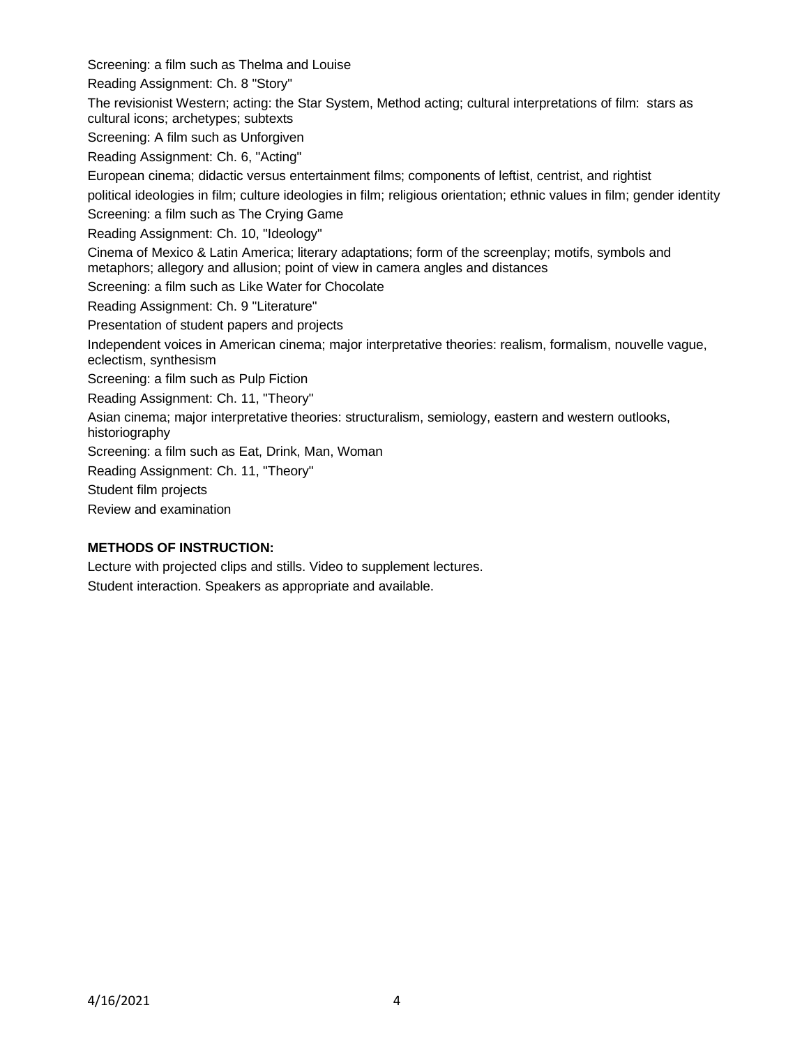Screening: a film such as Thelma and Louise

Reading Assignment: Ch. 8 "Story"

The revisionist Western; acting: the Star System, Method acting; cultural interpretations of film: stars as cultural icons; archetypes; subtexts

Screening: A film such as Unforgiven

Reading Assignment: Ch. 6, "Acting"

European cinema; didactic versus entertainment films; components of leftist, centrist, and rightist

political ideologies in film; culture ideologies in film; religious orientation; ethnic values in film; gender identity

Screening: a film such as The Crying Game

Reading Assignment: Ch. 10, "Ideology"

Cinema of Mexico & Latin America; literary adaptations; form of the screenplay; motifs, symbols and metaphors; allegory and allusion; point of view in camera angles and distances

Screening: a film such as Like Water for Chocolate

Reading Assignment: Ch. 9 "Literature"

Presentation of student papers and projects

Independent voices in American cinema; major interpretative theories: realism, formalism, nouvelle vague, eclectism, synthesism

Screening: a film such as Pulp Fiction

Reading Assignment: Ch. 11, "Theory"

Asian cinema; major interpretative theories: structuralism, semiology, eastern and western outlooks, historiography

Screening: a film such as Eat, Drink, Man, Woman

Reading Assignment: Ch. 11, "Theory"

Student film projects

Review and examination

**METHODS OF INSTRUCTION:**

Lecture with projected clips and stills. Video to supplement lectures.

Student interaction. Speakers as appropriate and available.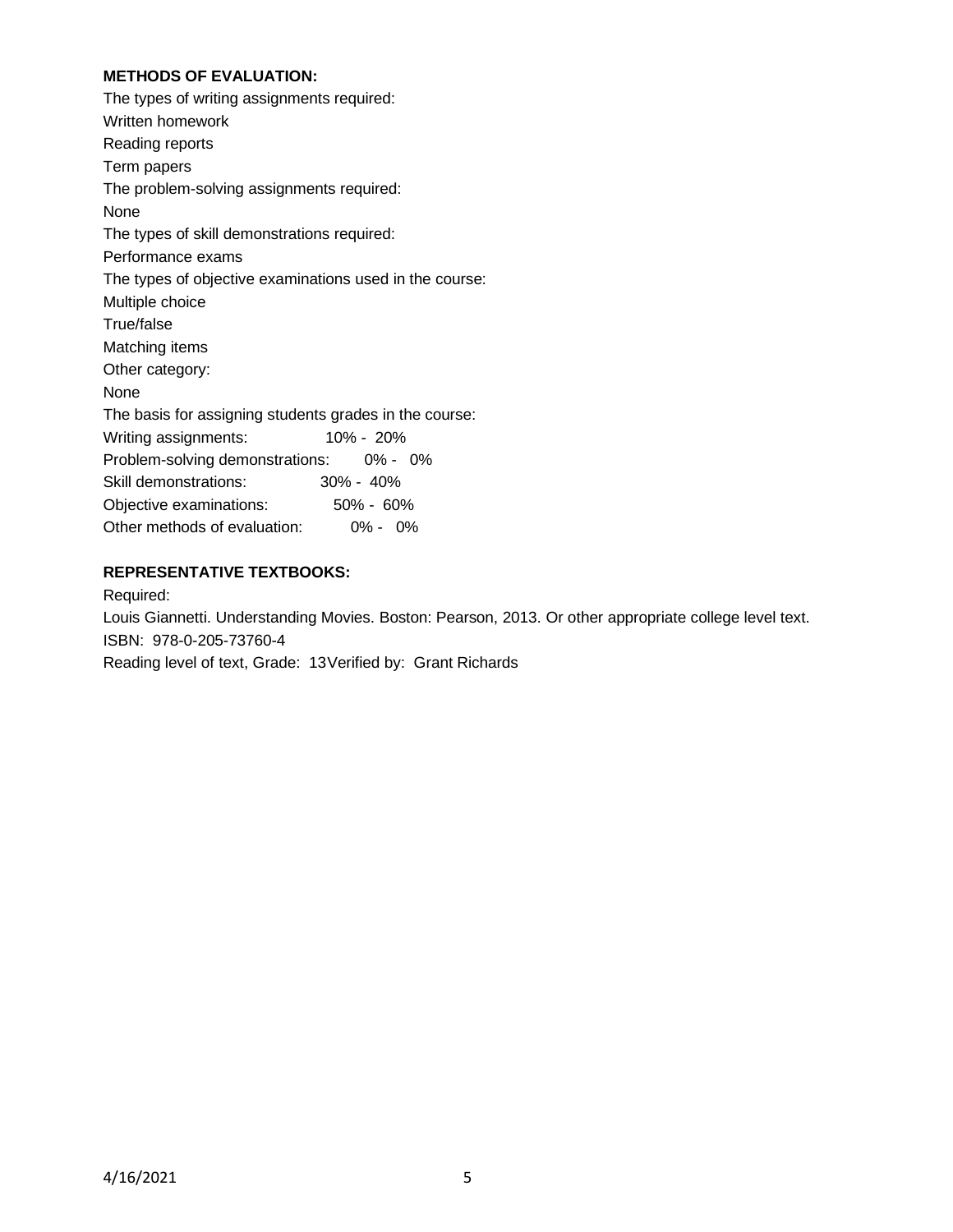**METHODS OF EVALUATION:**

The types of writing assignments required:

Written homework

Reading reports

Term papers

The problem-solving assignments required:

None

The types of skill demonstrations required:

Performance exams

The types of objective examinations used in the course:

Multiple choice

True/false

Matching items

Other category:

None

The basis for assigning students grades in the course:

| | |
|---|---|
| Writing assignments: | 10% - 20% |
| Problem-solving demonstrations: | 0% - 0% |
| Skill demonstrations: | 30% - 40% |
| Objective examinations: | 50% - 60% |
| Other methods of evaluation: | 0% - 0% |

**REPRESENTATIVE TEXTBOOKS:**

Required:

Louis Giannetti. Understanding Movies. Boston: Pearson, 2013. Or other appropriate college level text.

ISBN: 978-0-205-73760-4

Reading level of text, Grade: 13Verified by: Grant Richards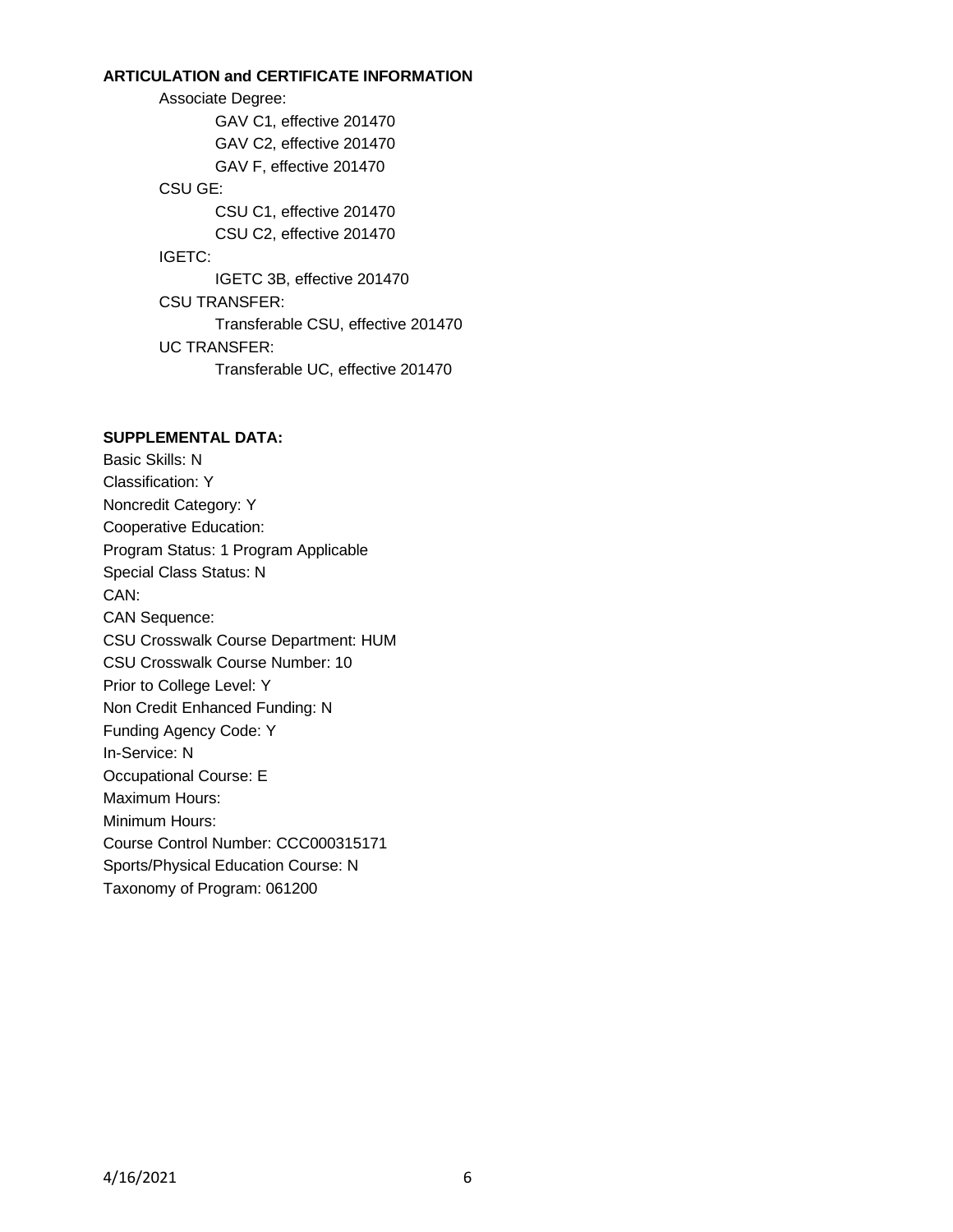**ARTICULATION and CERTIFICATE INFORMATION**

Associate Degree:
- GAV C1, effective 201470
- GAV C2, effective 201470
- GAV F, effective 201470

CSU GE:
- CSU C1, effective 201470
- CSU C2, effective 201470

IGETC:
- IGETC 3B, effective 201470

CSU TRANSFER:
- Transferable CSU, effective 201470

UC TRANSFER:
- Transferable UC, effective 201470

**SUPPLEMENTAL DATA:**

Basic Skills: N
Classification: Y
Noncredit Category: Y
Cooperative Education:
Program Status: 1 Program Applicable
Special Class Status: N
CAN:
CAN Sequence:
CSU Crosswalk Course Department: HUM
CSU Crosswalk Course Number: 10
Prior to College Level: Y
Non Credit Enhanced Funding: N
Funding Agency Code: Y
In-Service: N
Occupational Course: E
Maximum Hours:
Minimum Hours:
Course Control Number: CCC000315171
Sports/Physical Education Course: N
Taxonomy of Program: 061200